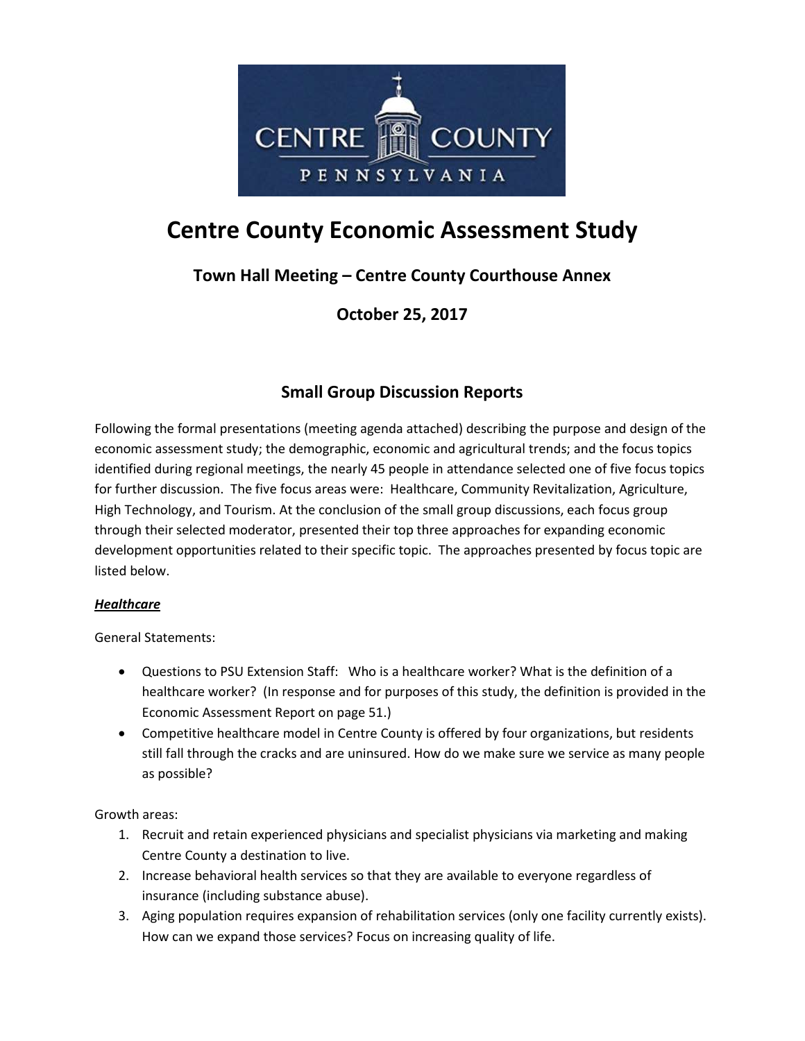# Centre County Economic Assessment Study

## Town Hall Meeting – Centre County Courthouse Annex

## October 25, 2017

### Small Group Discussion Reports

Following the formal presentations (meeting agenda attached) describing the purpose and design of the economic assessment study; the demographic, economic and agricultural trends; and the focus topics identified during regional meetings, the nearly 45 people in attendance selected one of five focus topics for further discussion. The five focus areas were: Healthcare, Community Revitalization, Agriculture, High Technology, and Tourism. At the conclusion of the small group discussions, each focus group through their selected moderator, presented their top three approaches for expanding economic development opportunities related to their specific topic. The approaches presented by focus topic are listed below.

***Healthcare***

General Statements:

- Questions to PSU Extension Staff: Who is a healthcare worker? What is the definition of a healthcare worker? (In response and for purposes of this study, the definition is provided in the Economic Assessment Report on page 51.)
- Competitive healthcare model in Centre County is offered by four organizations, but residents still fall through the cracks and are uninsured. How do we make sure we service as many people as possible?

Growth areas:

1. Recruit and retain experienced physicians and specialist physicians via marketing and making Centre County a destination to live.
2. Increase behavioral health services so that they are available to everyone regardless of insurance (including substance abuse).
3. Aging population requires expansion of rehabilitation services (only one facility currently exists). How can we expand those services? Focus on increasing quality of life.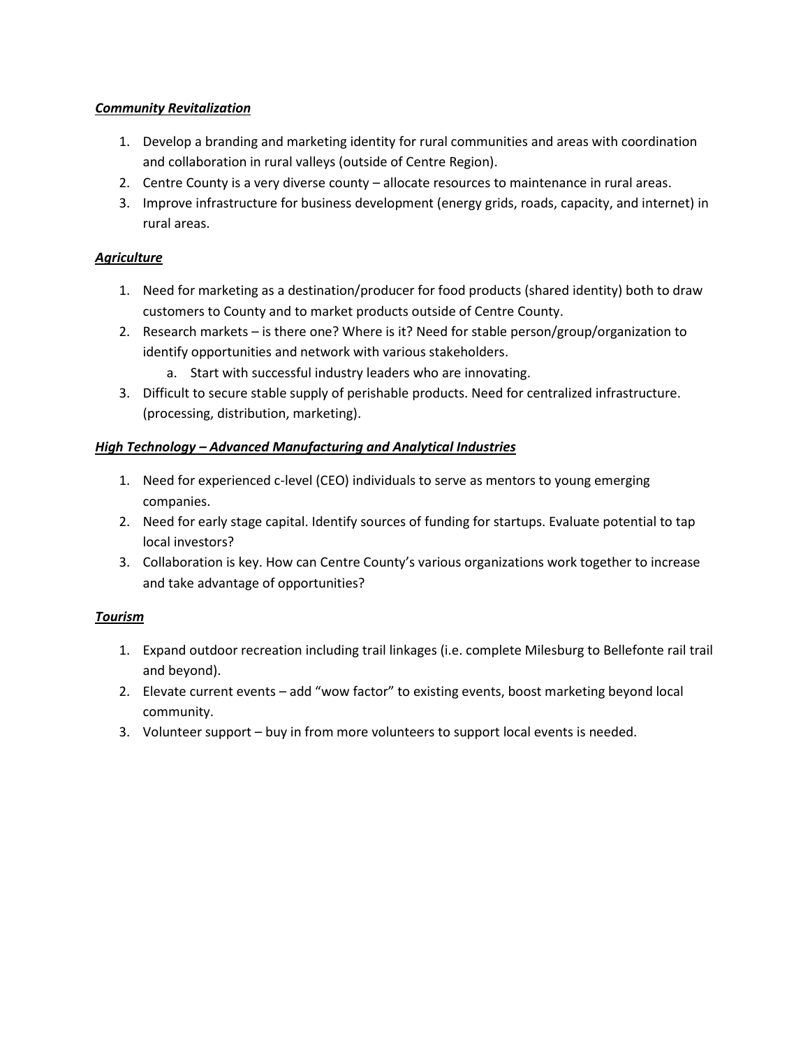***Community Revitalization***

1. Develop a branding and marketing identity for rural communities and areas with coordination and collaboration in rural valleys (outside of Centre Region).
2. Centre County is a very diverse county – allocate resources to maintenance in rural areas.
3. Improve infrastructure for business development (energy grids, roads, capacity, and internet) in rural areas.

***Agriculture***

1. Need for marketing as a destination/producer for food products (shared identity) both to draw customers to County and to market products outside of Centre County.
2. Research markets – is there one? Where is it? Need for stable person/group/organization to identify opportunities and network with various stakeholders.
   a. Start with successful industry leaders who are innovating.
3. Difficult to secure stable supply of perishable products. Need for centralized infrastructure. (processing, distribution, marketing).

***High Technology – Advanced Manufacturing and Analytical Industries***

1. Need for experienced c-level (CEO) individuals to serve as mentors to young emerging companies.
2. Need for early stage capital. Identify sources of funding for startups. Evaluate potential to tap local investors?
3. Collaboration is key. How can Centre County's various organizations work together to increase and take advantage of opportunities?

***Tourism***

1. Expand outdoor recreation including trail linkages (i.e. complete Milesburg to Bellefonte rail trail and beyond).
2. Elevate current events – add "wow factor" to existing events, boost marketing beyond local community.
3. Volunteer support – buy in from more volunteers to support local events is needed.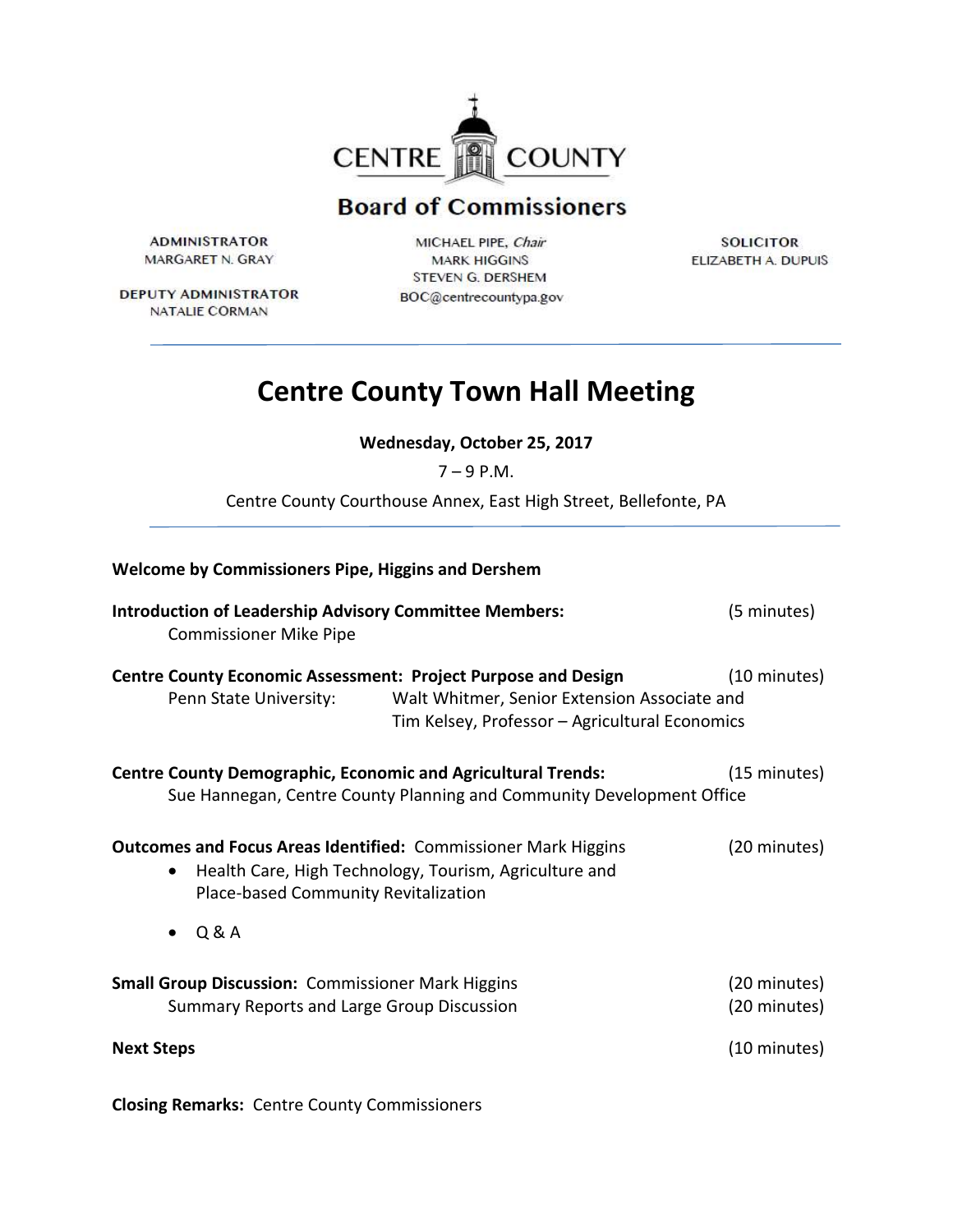CENTRE COUNTY

**Board of Commissioners**

ADMINISTRATOR
MARGARET N. GRAY

DEPUTY ADMINISTRATOR
NATALIE CORMAN

MICHAEL PIPE, *Chair*
MARK HIGGINS
STEVEN G. DERSHEM
BOC@centrecountypa.gov

SOLICITOR
ELIZABETH A. DUPUIS

# Centre County Town Hall Meeting

**Wednesday, October 25, 2017**

7 – 9 P.M.

Centre County Courthouse Annex, East High Street, Bellefonte, PA

**Welcome by Commissioners Pipe, Higgins and Dershem**

**Introduction of Leadership Advisory Committee Members:** (5 minutes)
Commissioner Mike Pipe

**Centre County Economic Assessment: Project Purpose and Design** (10 minutes)
Penn State University: Walt Whitmer, Senior Extension Associate and Tim Kelsey, Professor – Agricultural Economics

**Centre County Demographic, Economic and Agricultural Trends:** (15 minutes)
Sue Hannegan, Centre County Planning and Community Development Office

**Outcomes and Focus Areas Identified:** Commissioner Mark Higgins (20 minutes)

- Health Care, High Technology, Tourism, Agriculture and Place-based Community Revitalization
- Q & A

**Small Group Discussion:** Commissioner Mark Higgins (20 minutes)
Summary Reports and Large Group Discussion (20 minutes)

**Next Steps** (10 minutes)

**Closing Remarks:** Centre County Commissioners